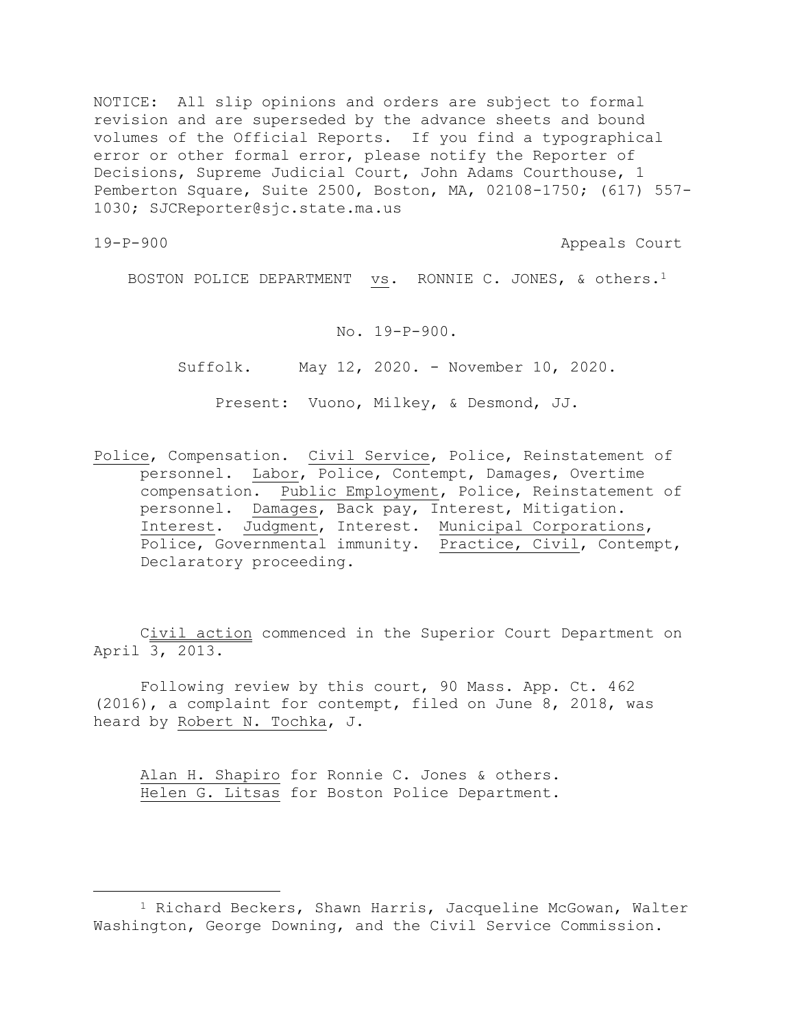NOTICE: All slip opinions and orders are subject to formal revision and are superseded by the advance sheets and bound volumes of the Official Reports. If you find a typographical error or other formal error, please notify the Reporter of Decisions, Supreme Judicial Court, John Adams Courthouse, 1 Pemberton Square, Suite 2500, Boston, MA, 02108-1750; (617) 557-1030; SJCReporter@sjc.state.ma.us

19-P-900 Appeals Court

BOSTON POLICE DEPARTMENT vs. RONNIE C. JONES, & others.[1]

No. 19-P-900.

Suffolk. May 12, 2020. - November 10, 2020.

Present: Vuono, Milkey, & Desmond, JJ.

Police, Compensation. Civil Service, Police, Reinstatement of personnel. Labor, Police, Contempt, Damages, Overtime compensation. Public Employment, Police, Reinstatement of personnel. Damages, Back pay, Interest, Mitigation. Interest. Judgment, Interest. Municipal Corporations, Police, Governmental immunity. Practice, Civil, Contempt, Declaratory proceeding.

Civil action commenced in the Superior Court Department on April 3, 2013.

Following review by this court, 90 Mass. App. Ct. 462 (2016), a complaint for contempt, filed on June 8, 2018, was heard by Robert N. Tochka, J.

Alan H. Shapiro for Ronnie C. Jones & others.
Helen G. Litsas for Boston Police Department.

[1] Richard Beckers, Shawn Harris, Jacqueline McGowan, Walter Washington, George Downing, and the Civil Service Commission.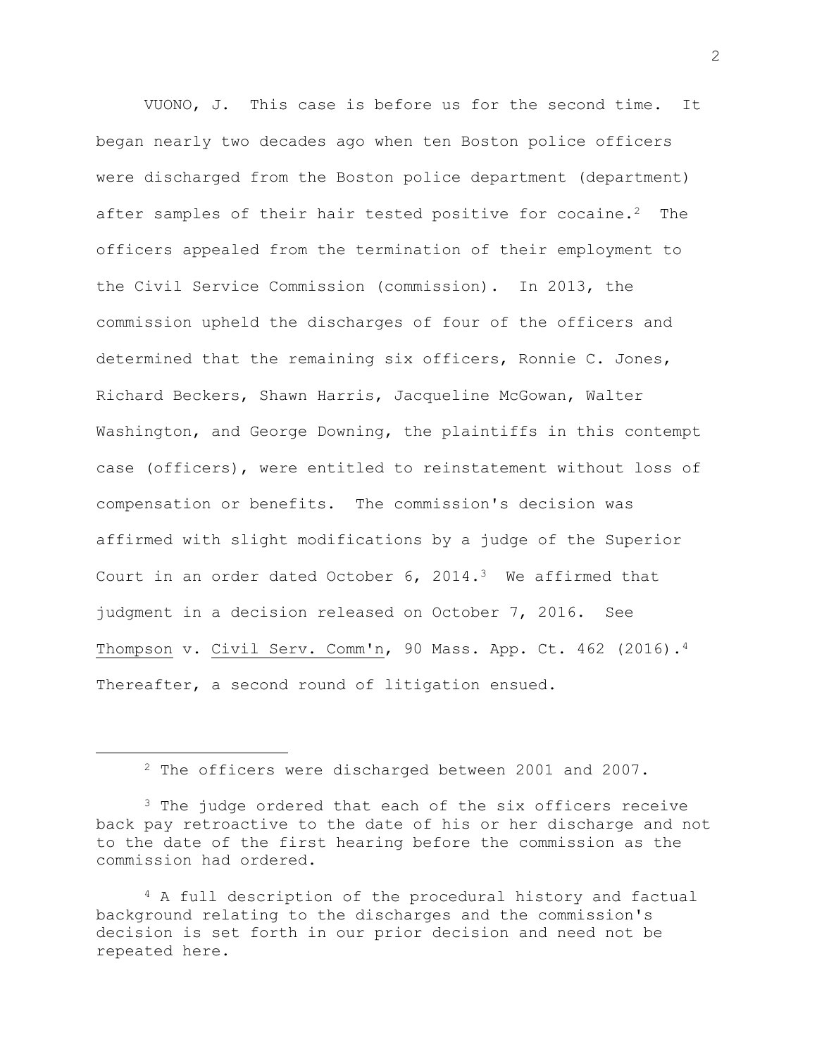VUONO, J. This case is before us for the second time. It began nearly two decades ago when ten Boston police officers were discharged from the Boston police department (department) after samples of their hair tested positive for cocaine.[2] The officers appealed from the termination of their employment to the Civil Service Commission (commission). In 2013, the commission upheld the discharges of four of the officers and determined that the remaining six officers, Ronnie C. Jones, Richard Beckers, Shawn Harris, Jacqueline McGowan, Walter Washington, and George Downing, the plaintiffs in this contempt case (officers), were entitled to reinstatement without loss of compensation or benefits. The commission's decision was affirmed with slight modifications by a judge of the Superior Court in an order dated October 6, 2014.[3] We affirmed that judgment in a decision released on October 7, 2016. See Thompson v. Civil Serv. Comm'n, 90 Mass. App. Ct. 462 (2016).[4] Thereafter, a second round of litigation ensued.

---

[2] The officers were discharged between 2001 and 2007.

[3] The judge ordered that each of the six officers receive back pay retroactive to the date of his or her discharge and not to the date of the first hearing before the commission as the commission had ordered.

[4] A full description of the procedural history and factual background relating to the discharges and the commission's decision is set forth in our prior decision and need not be repeated here.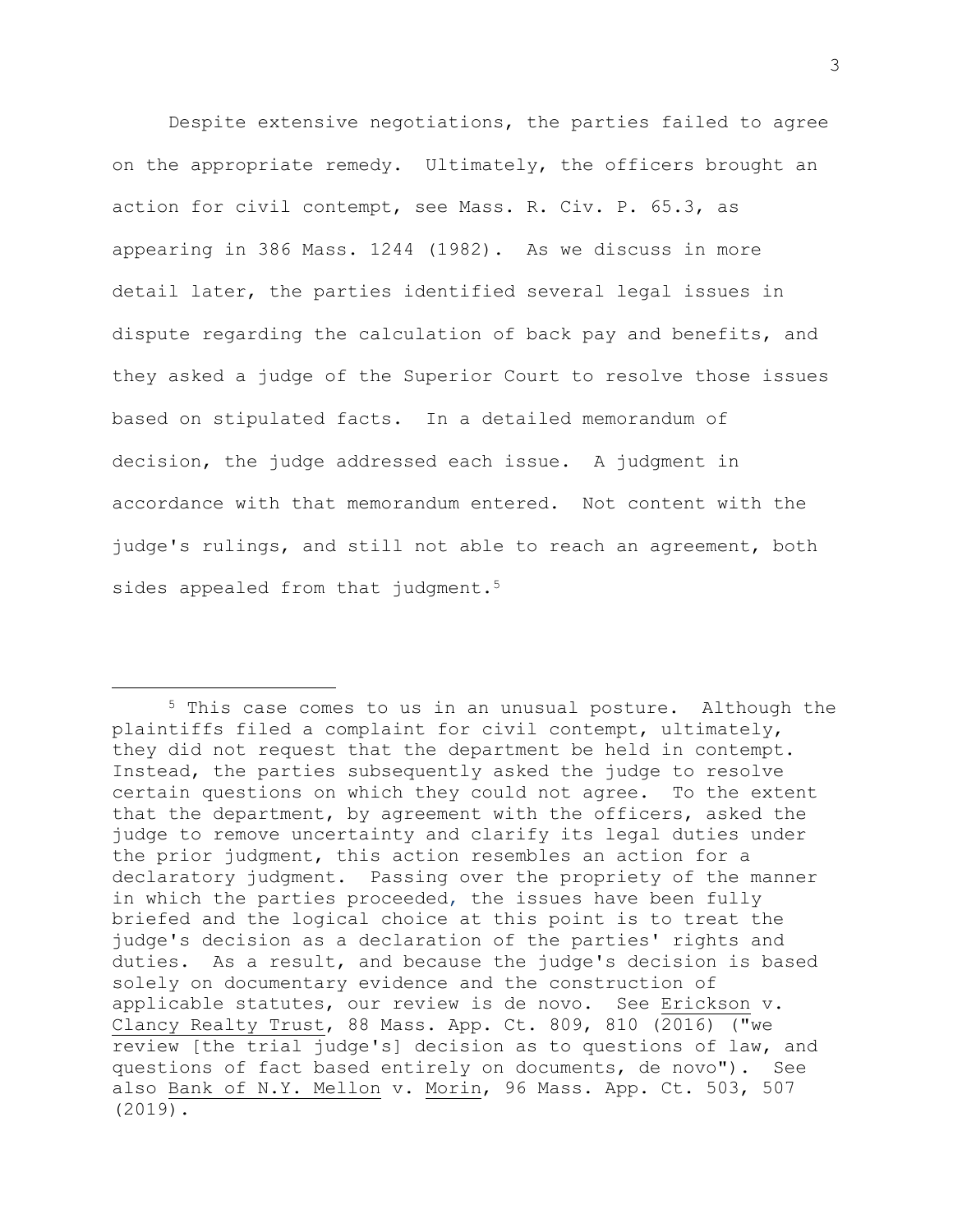Despite extensive negotiations, the parties failed to agree on the appropriate remedy. Ultimately, the officers brought an action for civil contempt, see Mass. R. Civ. P. 65.3, as appearing in 386 Mass. 1244 (1982). As we discuss in more detail later, the parties identified several legal issues in dispute regarding the calculation of back pay and benefits, and they asked a judge of the Superior Court to resolve those issues based on stipulated facts. In a detailed memorandum of decision, the judge addressed each issue. A judgment in accordance with that memorandum entered. Not content with the judge's rulings, and still not able to reach an agreement, both sides appealed from that judgment.[5]

---

[5] This case comes to us in an unusual posture. Although the plaintiffs filed a complaint for civil contempt, ultimately, they did not request that the department be held in contempt. Instead, the parties subsequently asked the judge to resolve certain questions on which they could not agree. To the extent that the department, by agreement with the officers, asked the judge to remove uncertainty and clarify its legal duties under the prior judgment, this action resembles an action for a declaratory judgment. Passing over the propriety of the manner in which the parties proceeded, the issues have been fully briefed and the logical choice at this point is to treat the judge's decision as a declaration of the parties' rights and duties. As a result, and because the judge's decision is based solely on documentary evidence and the construction of applicable statutes, our review is de novo. See Erickson v. Clancy Realty Trust, 88 Mass. App. Ct. 809, 810 (2016) ("we review [the trial judge's] decision as to questions of law, and questions of fact based entirely on documents, de novo"). See also Bank of N.Y. Mellon v. Morin, 96 Mass. App. Ct. 503, 507 (2019).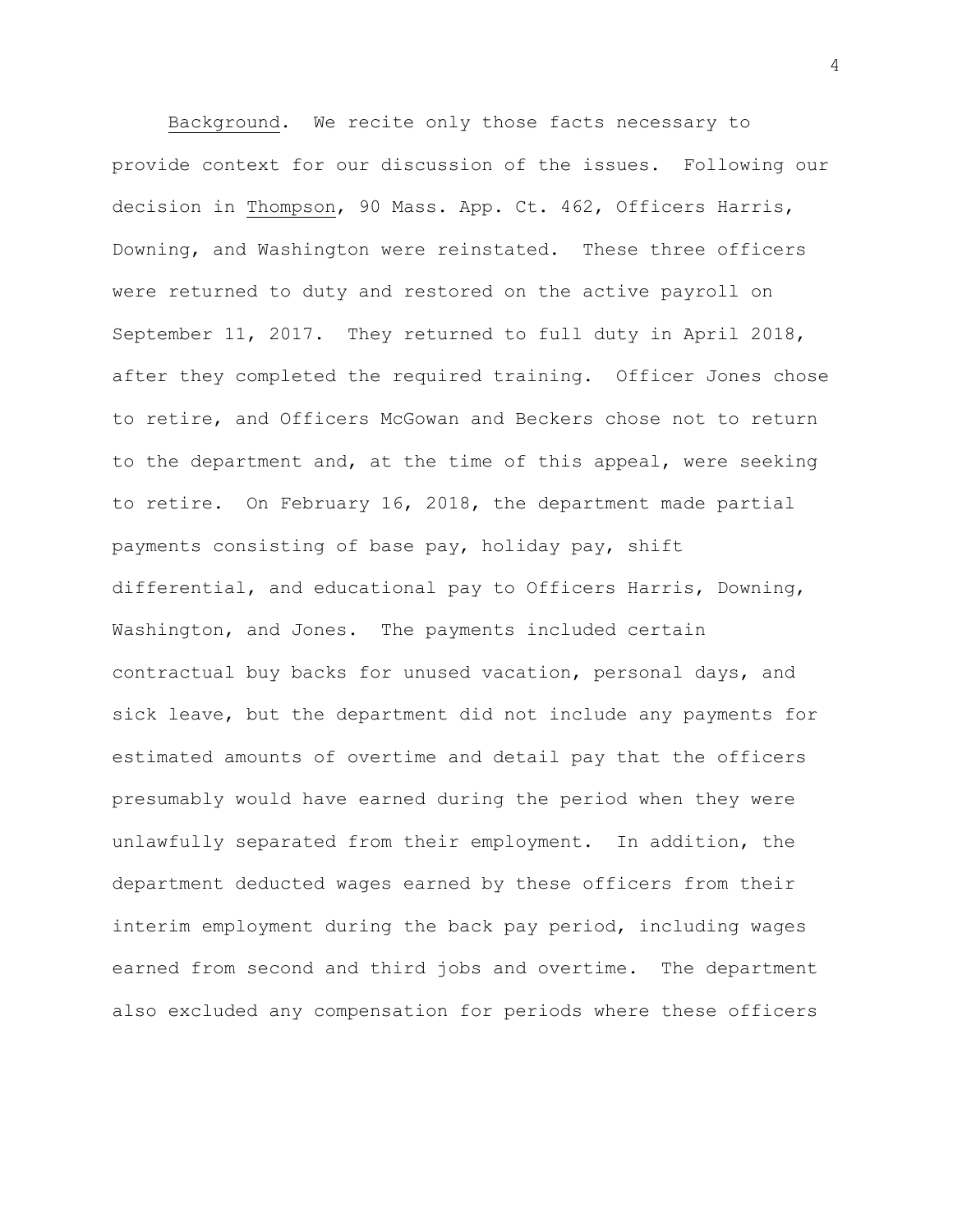<u>Background</u>. We recite only those facts necessary to provide context for our discussion of the issues. Following our decision in <u>Thompson</u>, 90 Mass. App. Ct. 462, Officers Harris, Downing, and Washington were reinstated. These three officers were returned to duty and restored on the active payroll on September 11, 2017. They returned to full duty in April 2018, after they completed the required training. Officer Jones chose to retire, and Officers McGowan and Beckers chose not to return to the department and, at the time of this appeal, were seeking to retire. On February 16, 2018, the department made partial payments consisting of base pay, holiday pay, shift differential, and educational pay to Officers Harris, Downing, Washington, and Jones. The payments included certain contractual buy backs for unused vacation, personal days, and sick leave, but the department did not include any payments for estimated amounts of overtime and detail pay that the officers presumably would have earned during the period when they were unlawfully separated from their employment. In addition, the department deducted wages earned by these officers from their interim employment during the back pay period, including wages earned from second and third jobs and overtime. The department also excluded any compensation for periods where these officers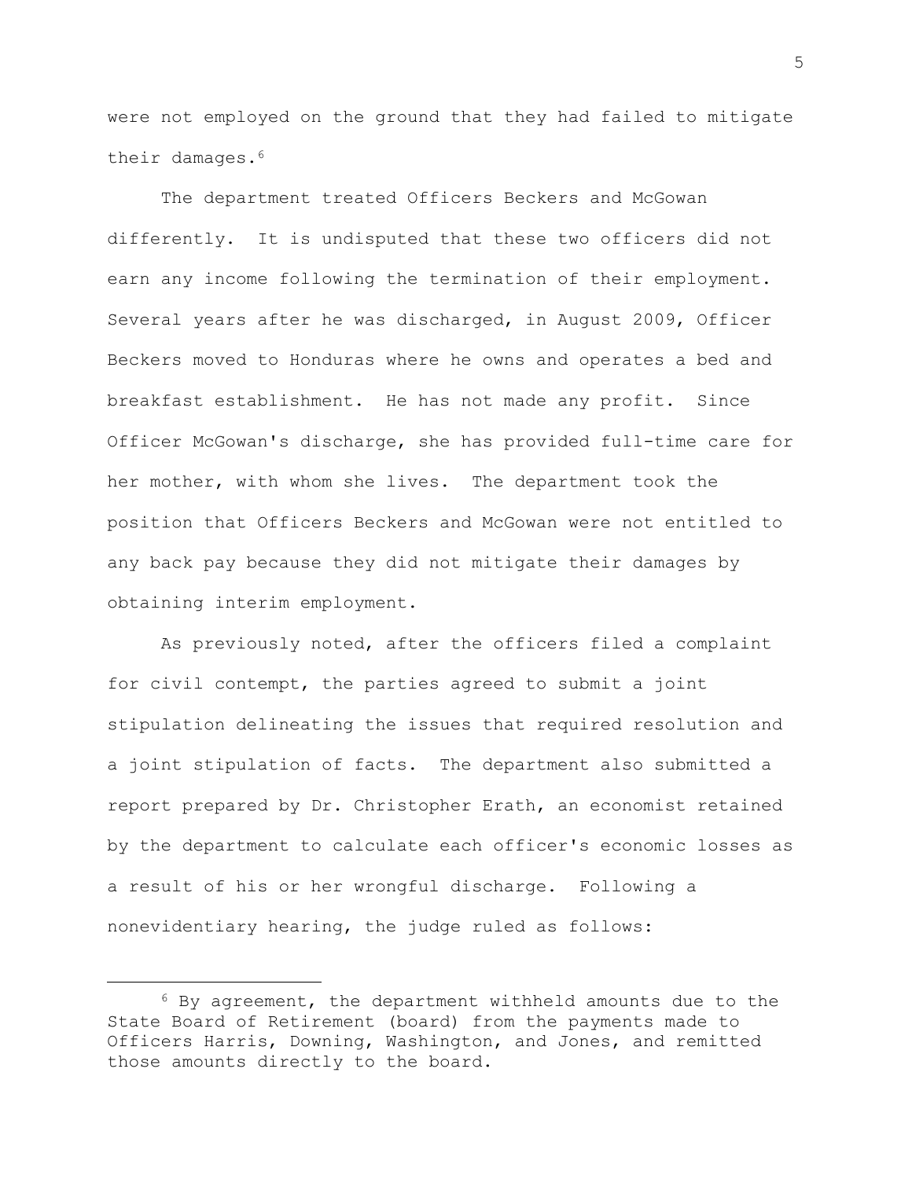were not employed on the ground that they had failed to mitigate their damages.[6]

The department treated Officers Beckers and McGowan differently. It is undisputed that these two officers did not earn any income following the termination of their employment. Several years after he was discharged, in August 2009, Officer Beckers moved to Honduras where he owns and operates a bed and breakfast establishment. He has not made any profit. Since Officer McGowan's discharge, she has provided full-time care for her mother, with whom she lives. The department took the position that Officers Beckers and McGowan were not entitled to any back pay because they did not mitigate their damages by obtaining interim employment.

As previously noted, after the officers filed a complaint for civil contempt, the parties agreed to submit a joint stipulation delineating the issues that required resolution and a joint stipulation of facts. The department also submitted a report prepared by Dr. Christopher Erath, an economist retained by the department to calculate each officer's economic losses as a result of his or her wrongful discharge. Following a nonevidentiary hearing, the judge ruled as follows:

---

[6] By agreement, the department withheld amounts due to the State Board of Retirement (board) from the payments made to Officers Harris, Downing, Washington, and Jones, and remitted those amounts directly to the board.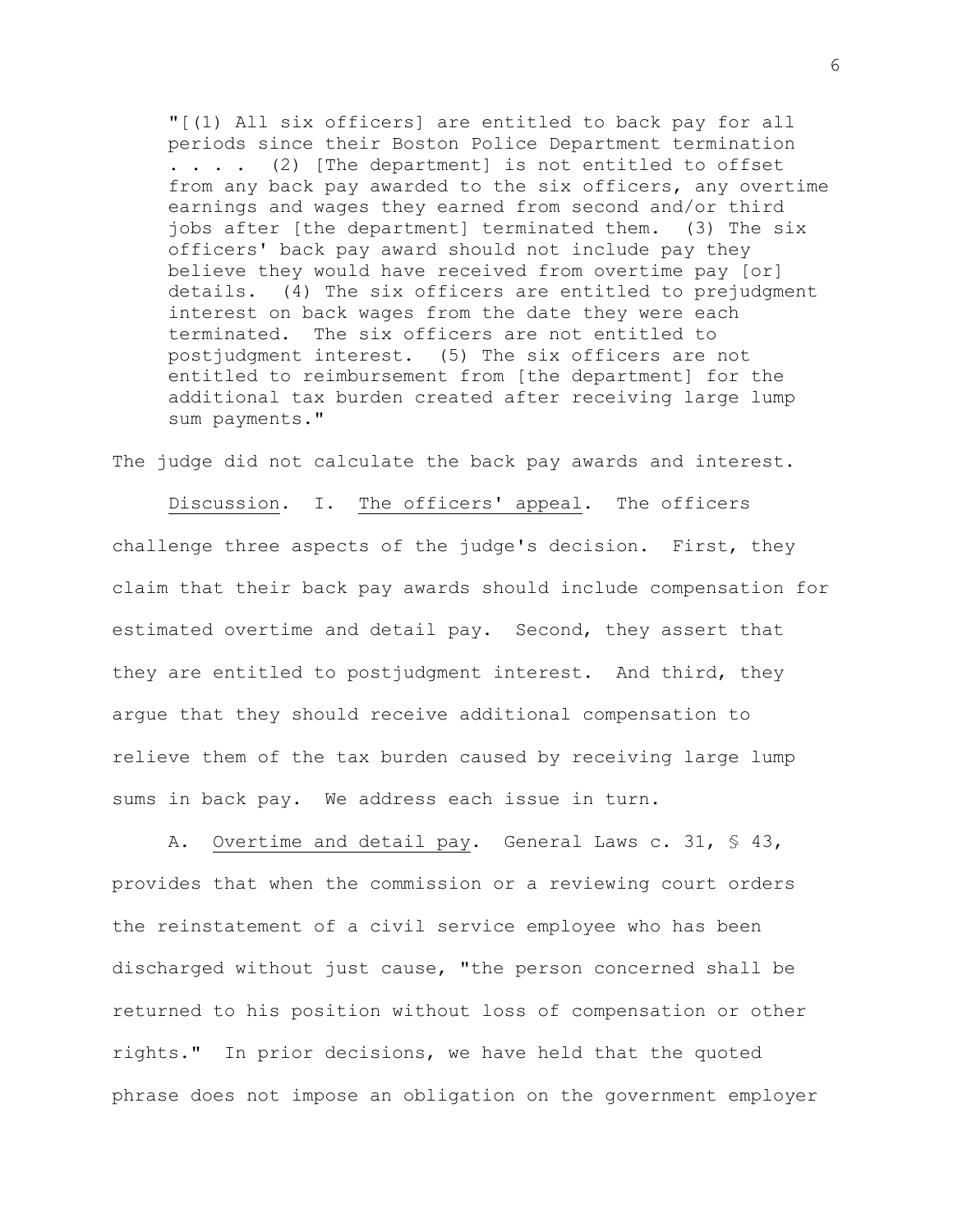> "[(1) All six officers] are entitled to back pay for all periods since their Boston Police Department termination . . . . (2) [The department] is not entitled to offset from any back pay awarded to the six officers, any overtime earnings and wages they earned from second and/or third jobs after [the department] terminated them. (3) The six officers' back pay award should not include pay they believe they would have received from overtime pay [or] details. (4) The six officers are entitled to prejudgment interest on back wages from the date they were each terminated. The six officers are not entitled to postjudgment interest. (5) The six officers are not entitled to reimbursement from [the department] for the additional tax burden created after receiving large lump sum payments."

The judge did not calculate the back pay awards and interest.

<u>Discussion</u>. I. <u>The officers' appeal</u>. The officers challenge three aspects of the judge's decision. First, they claim that their back pay awards should include compensation for estimated overtime and detail pay. Second, they assert that they are entitled to postjudgment interest. And third, they argue that they should receive additional compensation to relieve them of the tax burden caused by receiving large lump sums in back pay. We address each issue in turn.

A. <u>Overtime and detail pay</u>. General Laws c. 31, § 43, provides that when the commission or a reviewing court orders the reinstatement of a civil service employee who has been discharged without just cause, "the person concerned shall be returned to his position without loss of compensation or other rights." In prior decisions, we have held that the quoted phrase does not impose an obligation on the government employer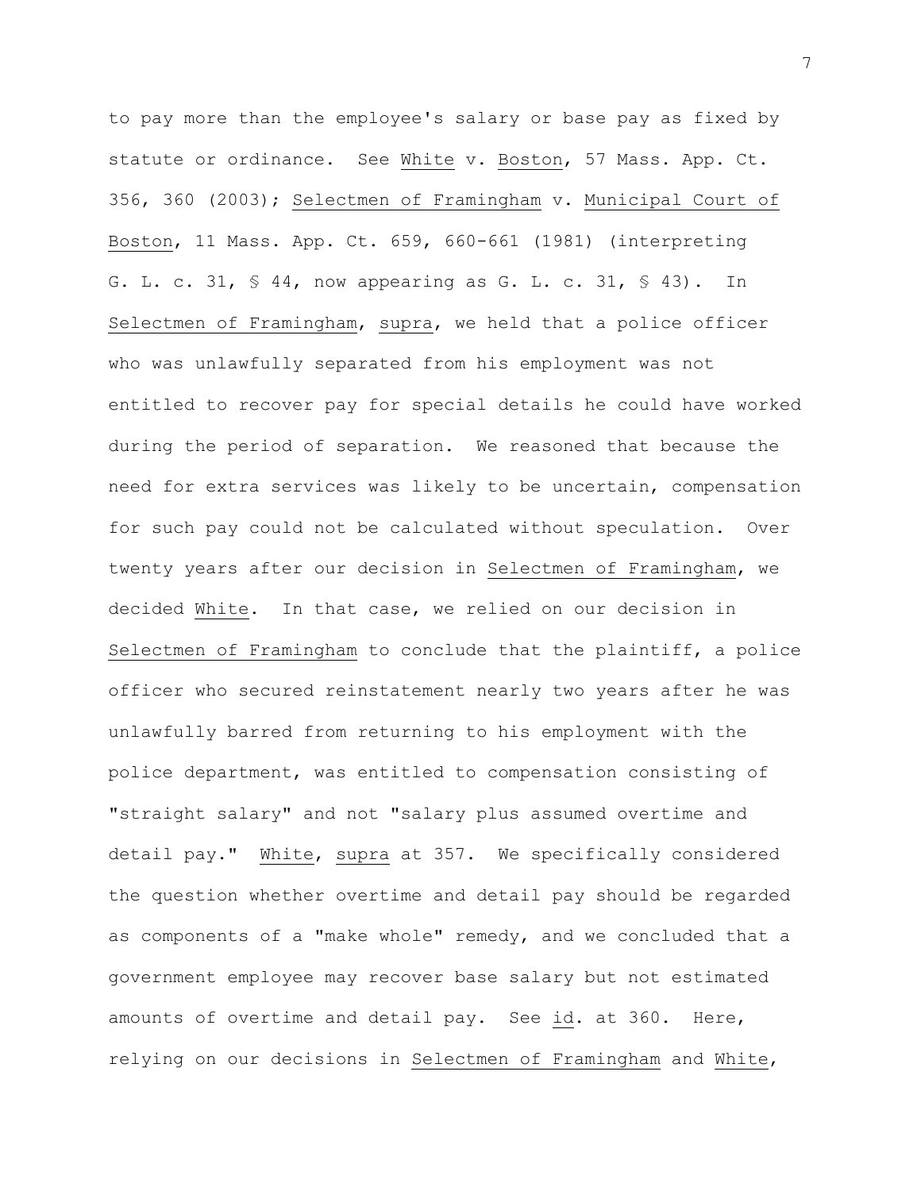to pay more than the employee's salary or base pay as fixed by statute or ordinance. See White v. Boston, 57 Mass. App. Ct. 356, 360 (2003); Selectmen of Framingham v. Municipal Court of Boston, 11 Mass. App. Ct. 659, 660-661 (1981) (interpreting G. L. c. 31, § 44, now appearing as G. L. c. 31, § 43). In Selectmen of Framingham, supra, we held that a police officer who was unlawfully separated from his employment was not entitled to recover pay for special details he could have worked during the period of separation. We reasoned that because the need for extra services was likely to be uncertain, compensation for such pay could not be calculated without speculation. Over twenty years after our decision in Selectmen of Framingham, we decided White. In that case, we relied on our decision in Selectmen of Framingham to conclude that the plaintiff, a police officer who secured reinstatement nearly two years after he was unlawfully barred from returning to his employment with the police department, was entitled to compensation consisting of "straight salary" and not "salary plus assumed overtime and detail pay." White, supra at 357. We specifically considered the question whether overtime and detail pay should be regarded as components of a "make whole" remedy, and we concluded that a government employee may recover base salary but not estimated amounts of overtime and detail pay. See id. at 360. Here, relying on our decisions in Selectmen of Framingham and White,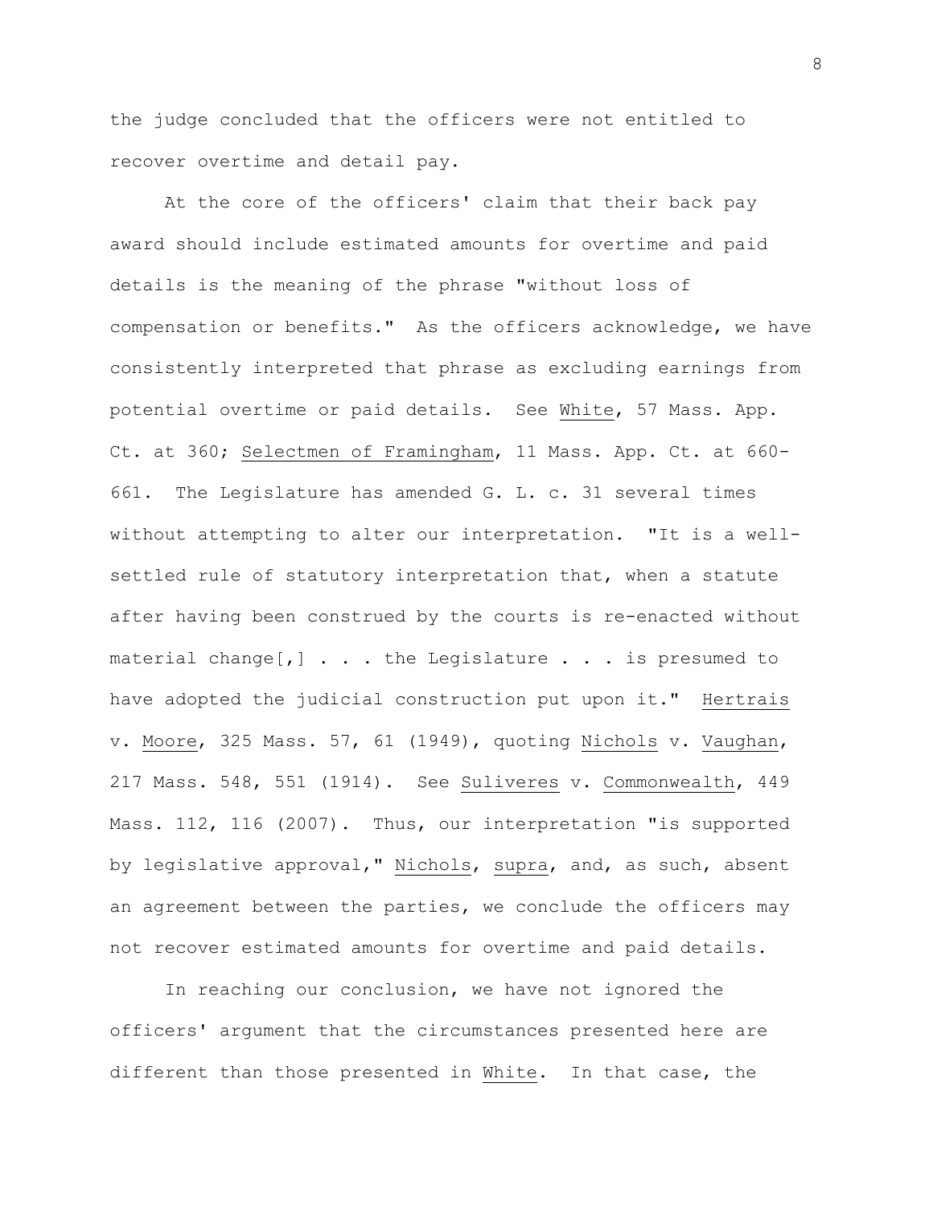the judge concluded that the officers were not entitled to recover overtime and detail pay.

At the core of the officers' claim that their back pay award should include estimated amounts for overtime and paid details is the meaning of the phrase "without loss of compensation or benefits." As the officers acknowledge, we have consistently interpreted that phrase as excluding earnings from potential overtime or paid details. See _White_, 57 Mass. App. Ct. at 360; _Selectmen of Framingham_, 11 Mass. App. Ct. at 660-661. The Legislature has amended G. L. c. 31 several times without attempting to alter our interpretation. "It is a well-settled rule of statutory interpretation that, when a statute after having been construed by the courts is re-enacted without material change[,] . . . the Legislature . . . is presumed to have adopted the judicial construction put upon it." _Hertrais_ v. _Moore_, 325 Mass. 57, 61 (1949), quoting _Nichols_ v. _Vaughan_, 217 Mass. 548, 551 (1914). See _Suliveres_ v. _Commonwealth_, 449 Mass. 112, 116 (2007). Thus, our interpretation "is supported by legislative approval," _Nichols_, _supra_, and, as such, absent an agreement between the parties, we conclude the officers may not recover estimated amounts for overtime and paid details.

In reaching our conclusion, we have not ignored the officers' argument that the circumstances presented here are different than those presented in _White_. In that case, the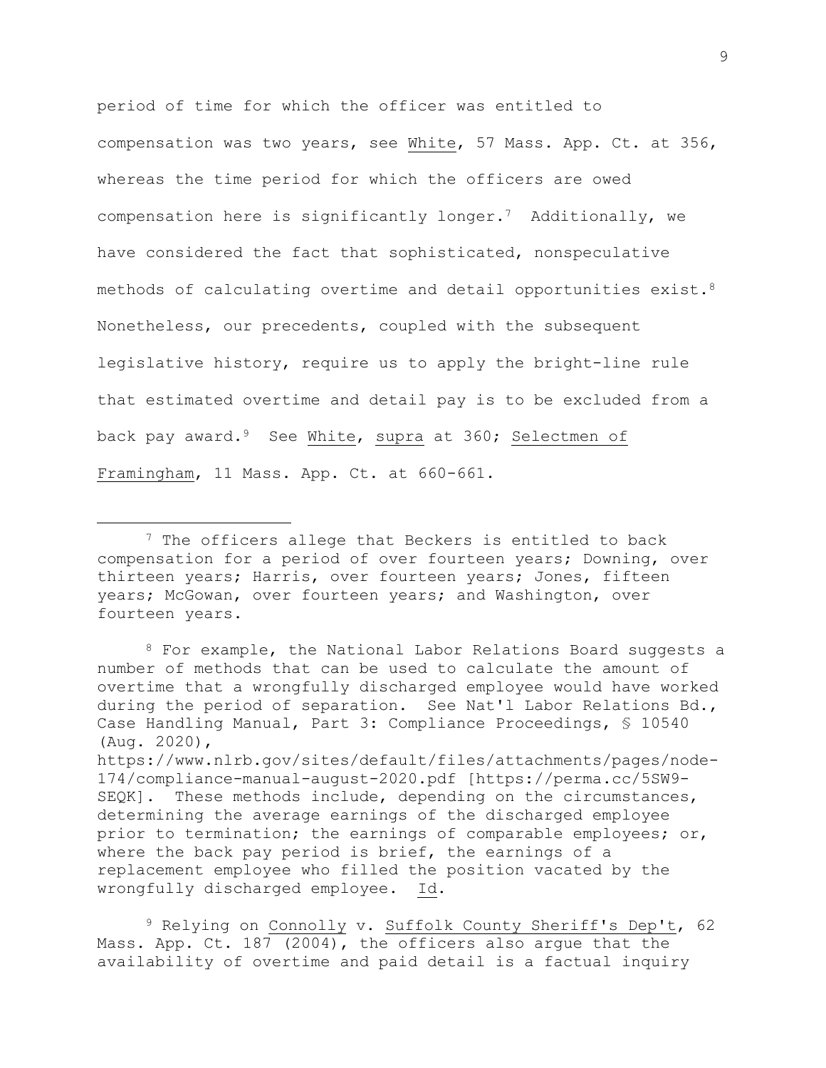period of time for which the officer was entitled to compensation was two years, see White, 57 Mass. App. Ct. at 356, whereas the time period for which the officers are owed compensation here is significantly longer.[7] Additionally, we have considered the fact that sophisticated, nonspeculative methods of calculating overtime and detail opportunities exist.[8] Nonetheless, our precedents, coupled with the subsequent legislative history, require us to apply the bright-line rule that estimated overtime and detail pay is to be excluded from a back pay award.[9] See White, supra at 360; Selectmen of Framingham, 11 Mass. App. Ct. at 660-661.

---

[7] The officers allege that Beckers is entitled to back compensation for a period of over fourteen years; Downing, over thirteen years; Harris, over fourteen years; Jones, fifteen years; McGowan, over fourteen years; and Washington, over fourteen years.

[8] For example, the National Labor Relations Board suggests a number of methods that can be used to calculate the amount of overtime that a wrongfully discharged employee would have worked during the period of separation. See Nat'l Labor Relations Bd., Case Handling Manual, Part 3: Compliance Proceedings, § 10540 (Aug. 2020), https://www.nlrb.gov/sites/default/files/attachments/pages/node-174/compliance-manual-august-2020.pdf [https://perma.cc/5SW9-SEQK]. These methods include, depending on the circumstances, determining the average earnings of the discharged employee prior to termination; the earnings of comparable employees; or, where the back pay period is brief, the earnings of a replacement employee who filled the position vacated by the wrongfully discharged employee. Id.

[9] Relying on Connolly v. Suffolk County Sheriff's Dep't, 62 Mass. App. Ct. 187 (2004), the officers also argue that the availability of overtime and paid detail is a factual inquiry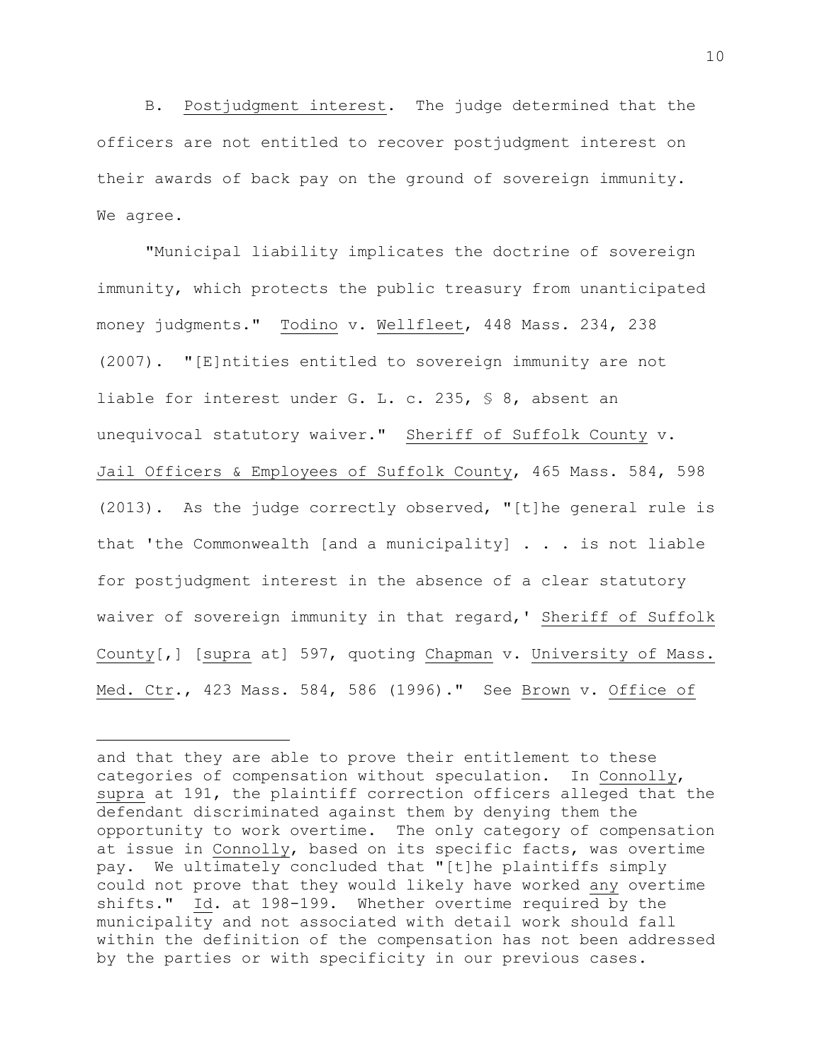B. Postjudgment interest. The judge determined that the officers are not entitled to recover postjudgment interest on their awards of back pay on the ground of sovereign immunity. We agree.

"Municipal liability implicates the doctrine of sovereign immunity, which protects the public treasury from unanticipated money judgments." Todino v. Wellfleet, 448 Mass. 234, 238 (2007). "[E]ntities entitled to sovereign immunity are not liable for interest under G. L. c. 235, § 8, absent an unequivocal statutory waiver." Sheriff of Suffolk County v. Jail Officers & Employees of Suffolk County, 465 Mass. 584, 598 (2013). As the judge correctly observed, "[t]he general rule is that 'the Commonwealth [and a municipality] . . . is not liable for postjudgment interest in the absence of a clear statutory waiver of sovereign immunity in that regard,' Sheriff of Suffolk County[,] [supra at] 597, quoting Chapman v. University of Mass. Med. Ctr., 423 Mass. 584, 586 (1996)." See Brown v. Office of

---

and that they are able to prove their entitlement to these categories of compensation without speculation. In Connolly, supra at 191, the plaintiff correction officers alleged that the defendant discriminated against them by denying them the opportunity to work overtime. The only category of compensation at issue in Connolly, based on its specific facts, was overtime pay. We ultimately concluded that "[t]he plaintiffs simply could not prove that they would likely have worked any overtime shifts." Id. at 198-199. Whether overtime required by the municipality and not associated with detail work should fall within the definition of the compensation has not been addressed by the parties or with specificity in our previous cases.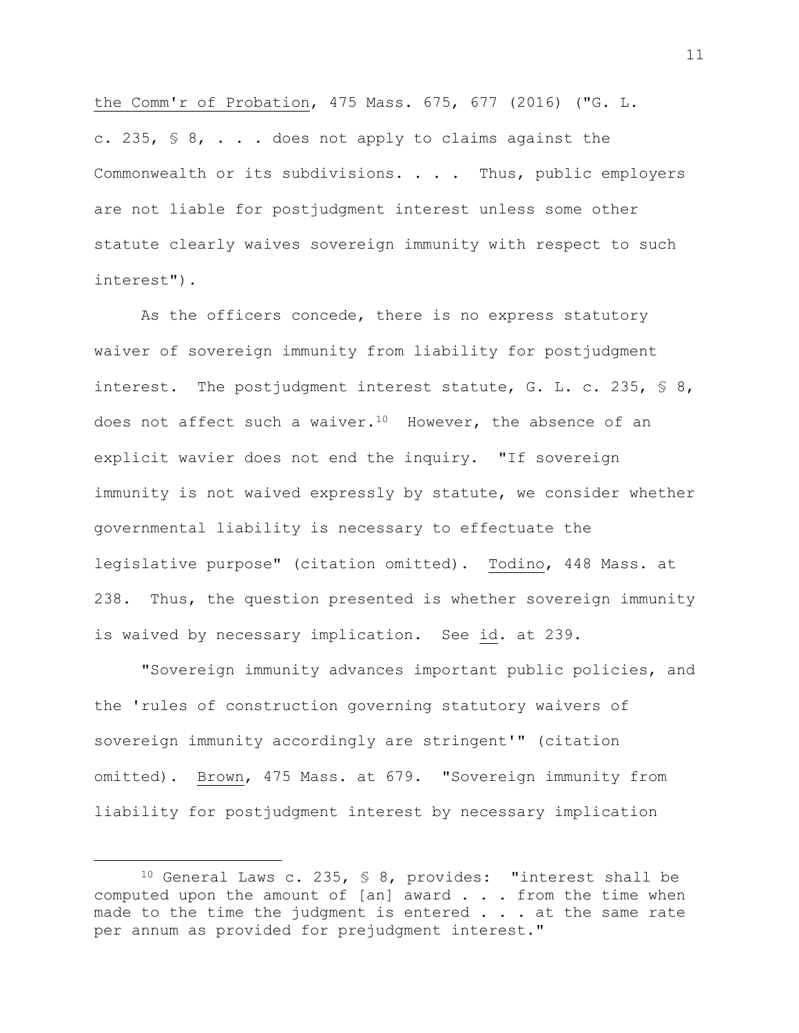the Comm'r of Probation, 475 Mass. 675, 677 (2016) ("G. L. c. 235, § 8, . . . does not apply to claims against the Commonwealth or its subdivisions. . . . Thus, public employers are not liable for postjudgment interest unless some other statute clearly waives sovereign immunity with respect to such interest").

As the officers concede, there is no express statutory waiver of sovereign immunity from liability for postjudgment interest. The postjudgment interest statute, G. L. c. 235, § 8, does not affect such a waiver.[10] However, the absence of an explicit wavier does not end the inquiry. "If sovereign immunity is not waived expressly by statute, we consider whether governmental liability is necessary to effectuate the legislative purpose" (citation omitted). Todino, 448 Mass. at 238. Thus, the question presented is whether sovereign immunity is waived by necessary implication. See id. at 239.

"Sovereign immunity advances important public policies, and the 'rules of construction governing statutory waivers of sovereign immunity accordingly are stringent'" (citation omitted). Brown, 475 Mass. at 679. "Sovereign immunity from liability for postjudgment interest by necessary implication

---

[10] General Laws c. 235, § 8, provides: "interest shall be computed upon the amount of [an] award . . . from the time when made to the time the judgment is entered . . . at the same rate per annum as provided for prejudgment interest."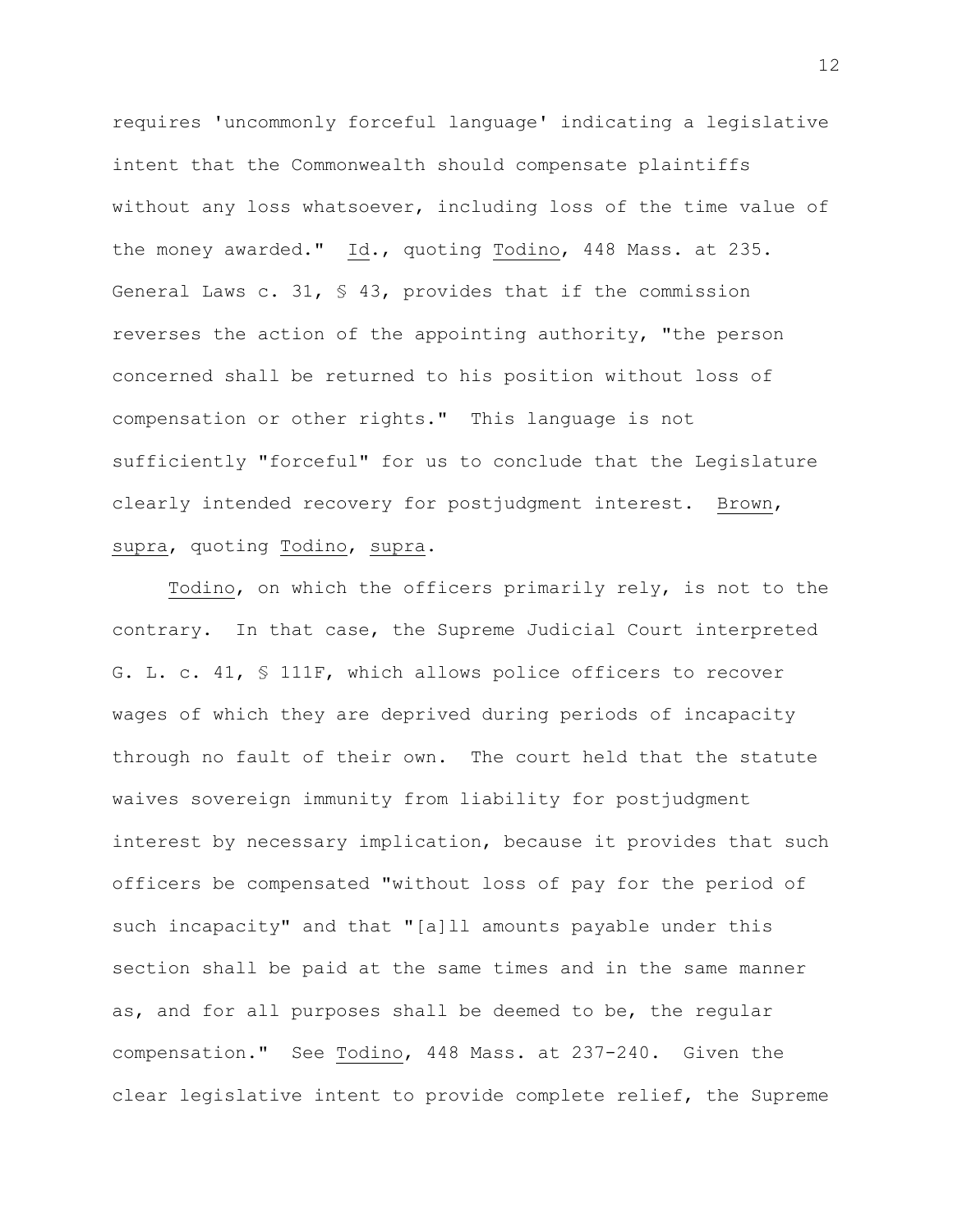requires 'uncommonly forceful language' indicating a legislative intent that the Commonwealth should compensate plaintiffs without any loss whatsoever, including loss of the time value of the money awarded." Id., quoting Todino, 448 Mass. at 235. General Laws c. 31, § 43, provides that if the commission reverses the action of the appointing authority, "the person concerned shall be returned to his position without loss of compensation or other rights." This language is not sufficiently "forceful" for us to conclude that the Legislature clearly intended recovery for postjudgment interest. Brown, supra, quoting Todino, supra.

Todino, on which the officers primarily rely, is not to the contrary. In that case, the Supreme Judicial Court interpreted G. L. c. 41, § 111F, which allows police officers to recover wages of which they are deprived during periods of incapacity through no fault of their own. The court held that the statute waives sovereign immunity from liability for postjudgment interest by necessary implication, because it provides that such officers be compensated "without loss of pay for the period of such incapacity" and that "[a]ll amounts payable under this section shall be paid at the same times and in the same manner as, and for all purposes shall be deemed to be, the regular compensation." See Todino, 448 Mass. at 237-240. Given the clear legislative intent to provide complete relief, the Supreme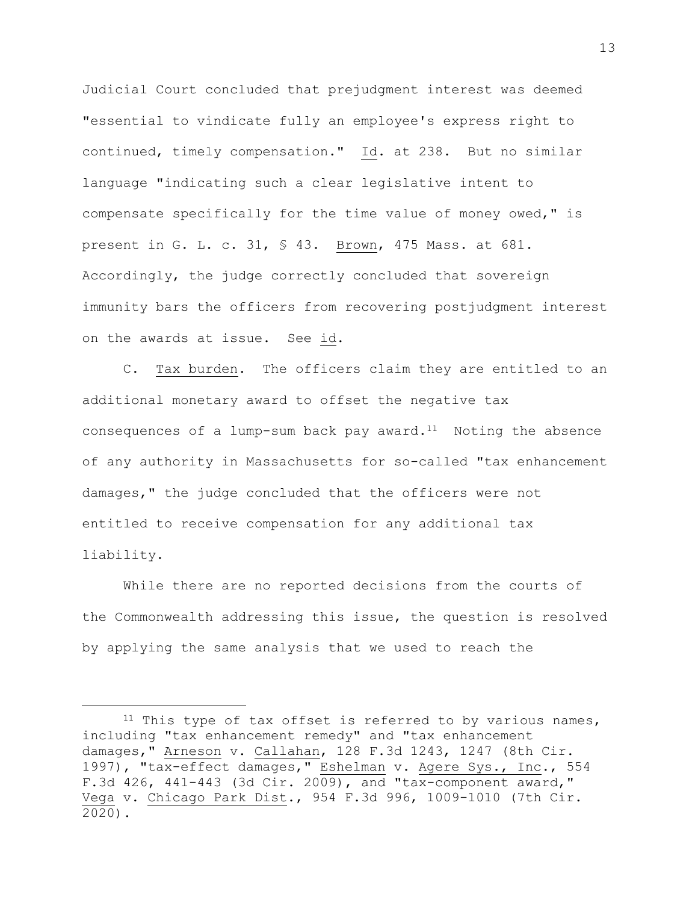Judicial Court concluded that prejudgment interest was deemed "essential to vindicate fully an employee's express right to continued, timely compensation." Id. at 238. But no similar language "indicating such a clear legislative intent to compensate specifically for the time value of money owed," is present in G. L. c. 31, § 43. Brown, 475 Mass. at 681. Accordingly, the judge correctly concluded that sovereign immunity bars the officers from recovering postjudgment interest on the awards at issue. See id.

C. Tax burden. The officers claim they are entitled to an additional monetary award to offset the negative tax consequences of a lump-sum back pay award.[11] Noting the absence of any authority in Massachusetts for so-called "tax enhancement damages," the judge concluded that the officers were not entitled to receive compensation for any additional tax liability.

While there are no reported decisions from the courts of the Commonwealth addressing this issue, the question is resolved by applying the same analysis that we used to reach the

---

[11] This type of tax offset is referred to by various names, including "tax enhancement remedy" and "tax enhancement damages," Arneson v. Callahan, 128 F.3d 1243, 1247 (8th Cir. 1997), "tax-effect damages," Eshelman v. Agere Sys., Inc., 554 F.3d 426, 441-443 (3d Cir. 2009), and "tax-component award," Vega v. Chicago Park Dist., 954 F.3d 996, 1009-1010 (7th Cir. 2020).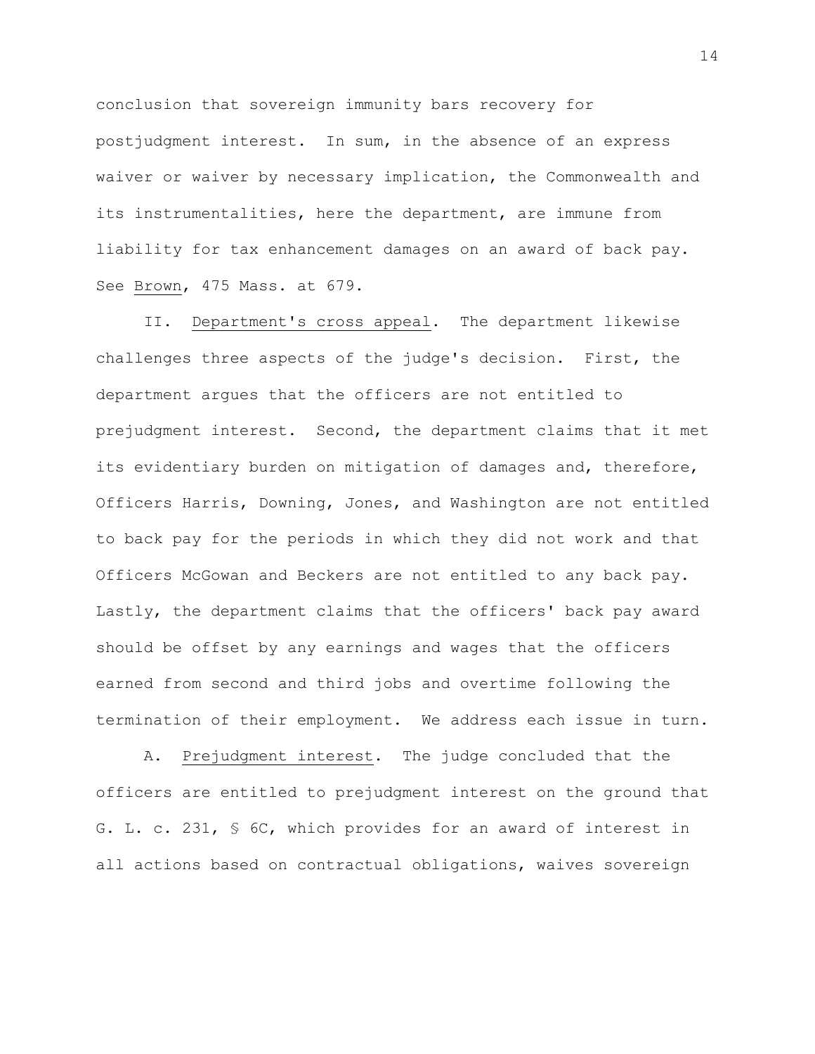conclusion that sovereign immunity bars recovery for postjudgment interest. In sum, in the absence of an express waiver or waiver by necessary implication, the Commonwealth and its instrumentalities, here the department, are immune from liability for tax enhancement damages on an award of back pay. See Brown, 475 Mass. at 679.

II. Department's cross appeal. The department likewise challenges three aspects of the judge's decision. First, the department argues that the officers are not entitled to prejudgment interest. Second, the department claims that it met its evidentiary burden on mitigation of damages and, therefore, Officers Harris, Downing, Jones, and Washington are not entitled to back pay for the periods in which they did not work and that Officers McGowan and Beckers are not entitled to any back pay. Lastly, the department claims that the officers' back pay award should be offset by any earnings and wages that the officers earned from second and third jobs and overtime following the termination of their employment. We address each issue in turn.

A. Prejudgment interest. The judge concluded that the officers are entitled to prejudgment interest on the ground that G. L. c. 231, § 6C, which provides for an award of interest in all actions based on contractual obligations, waives sovereign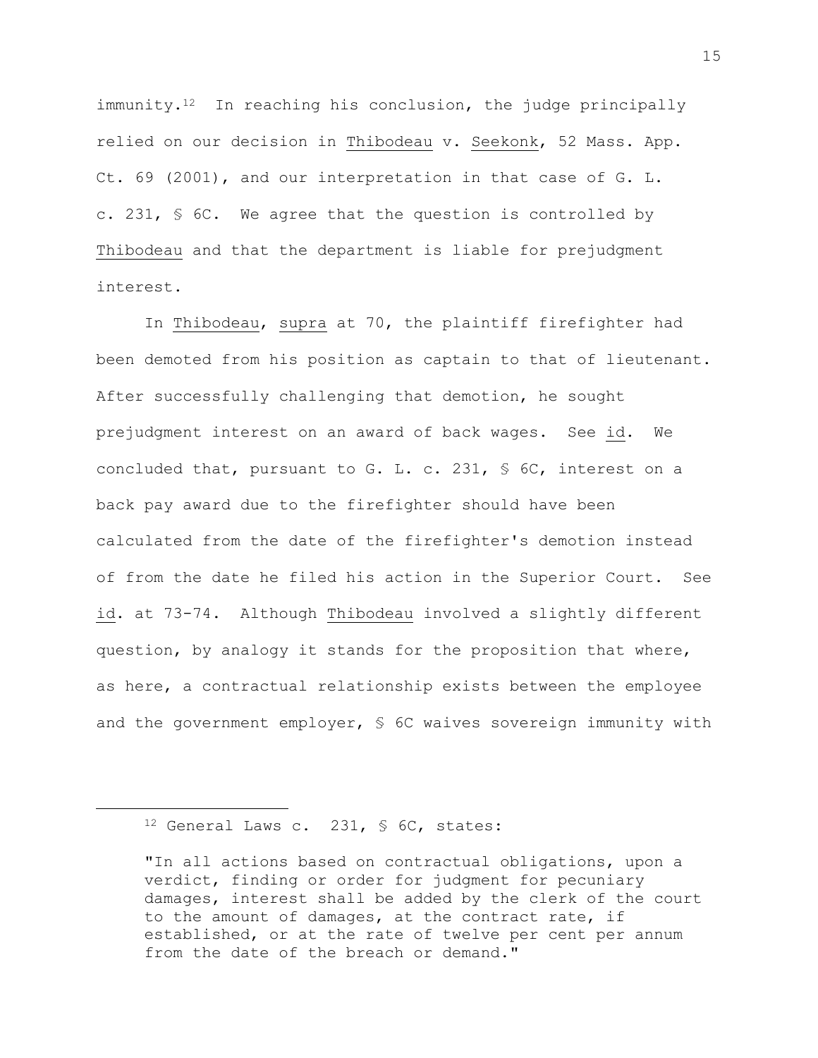immunity.[12] In reaching his conclusion, the judge principally relied on our decision in Thibodeau v. Seekonk, 52 Mass. App. Ct. 69 (2001), and our interpretation in that case of G. L. c. 231, § 6C. We agree that the question is controlled by Thibodeau and that the department is liable for prejudgment interest.

In Thibodeau, supra at 70, the plaintiff firefighter had been demoted from his position as captain to that of lieutenant. After successfully challenging that demotion, he sought prejudgment interest on an award of back wages. See id. We concluded that, pursuant to G. L. c. 231, § 6C, interest on a back pay award due to the firefighter should have been calculated from the date of the firefighter's demotion instead of from the date he filed his action in the Superior Court. See id. at 73-74. Although Thibodeau involved a slightly different question, by analogy it stands for the proposition that where, as here, a contractual relationship exists between the employee and the government employer, § 6C waives sovereign immunity with

---

[12] General Laws c. 231, § 6C, states:

> "In all actions based on contractual obligations, upon a verdict, finding or order for judgment for pecuniary damages, interest shall be added by the clerk of the court to the amount of damages, at the contract rate, if established, or at the rate of twelve per cent per annum from the date of the breach or demand."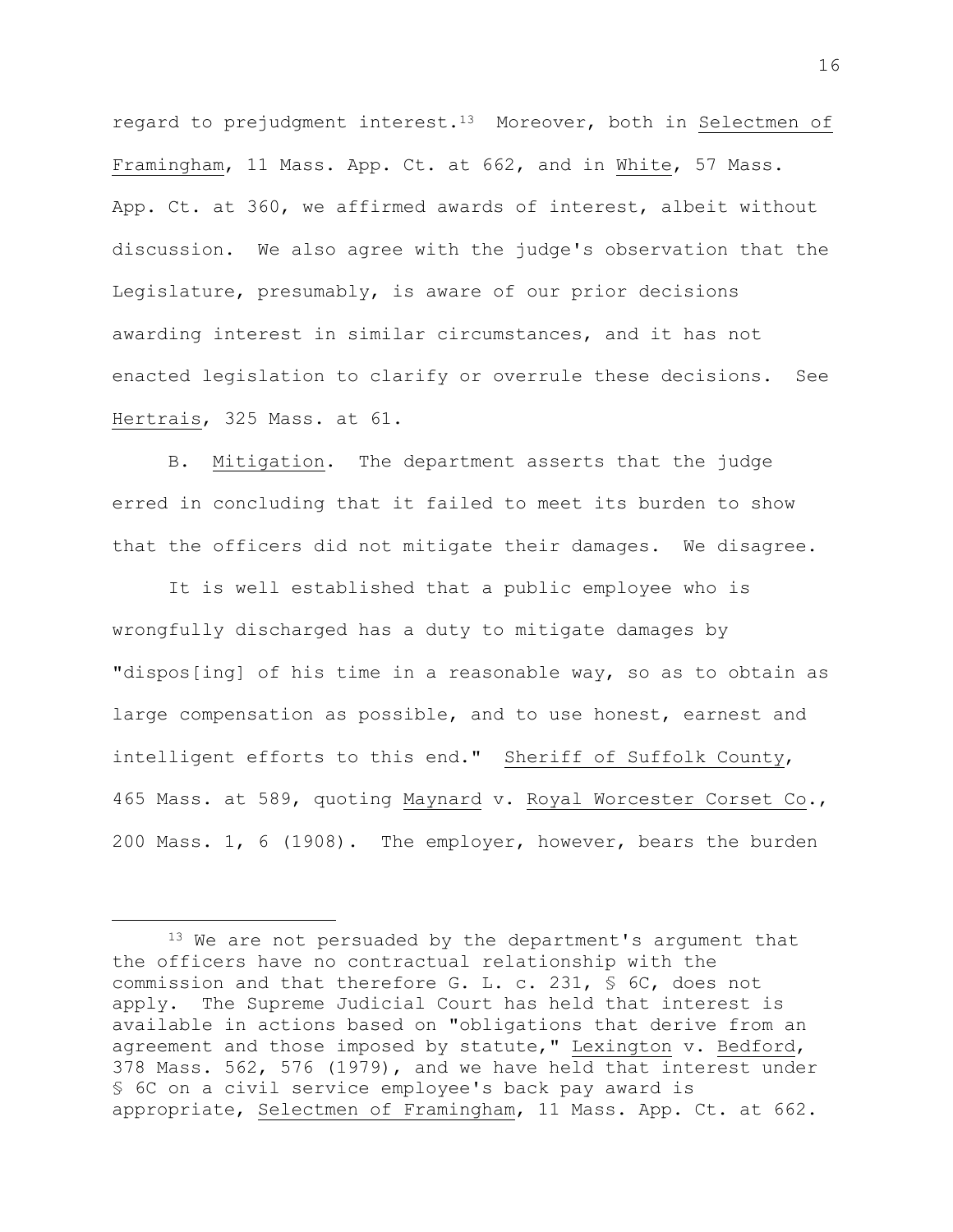regard to prejudgment interest.[13] Moreover, both in Selectmen of Framingham, 11 Mass. App. Ct. at 662, and in White, 57 Mass. App. Ct. at 360, we affirmed awards of interest, albeit without discussion. We also agree with the judge's observation that the Legislature, presumably, is aware of our prior decisions awarding interest in similar circumstances, and it has not enacted legislation to clarify or overrule these decisions. See Hertrais, 325 Mass. at 61.

B. Mitigation. The department asserts that the judge erred in concluding that it failed to meet its burden to show that the officers did not mitigate their damages. We disagree.

It is well established that a public employee who is wrongfully discharged has a duty to mitigate damages by "dispos[ing] of his time in a reasonable way, so as to obtain as large compensation as possible, and to use honest, earnest and intelligent efforts to this end." Sheriff of Suffolk County, 465 Mass. at 589, quoting Maynard v. Royal Worcester Corset Co., 200 Mass. 1, 6 (1908). The employer, however, bears the burden

---

[13] We are not persuaded by the department's argument that the officers have no contractual relationship with the commission and that therefore G. L. c. 231, § 6C, does not apply. The Supreme Judicial Court has held that interest is available in actions based on "obligations that derive from an agreement and those imposed by statute," Lexington v. Bedford, 378 Mass. 562, 576 (1979), and we have held that interest under § 6C on a civil service employee's back pay award is appropriate, Selectmen of Framingham, 11 Mass. App. Ct. at 662.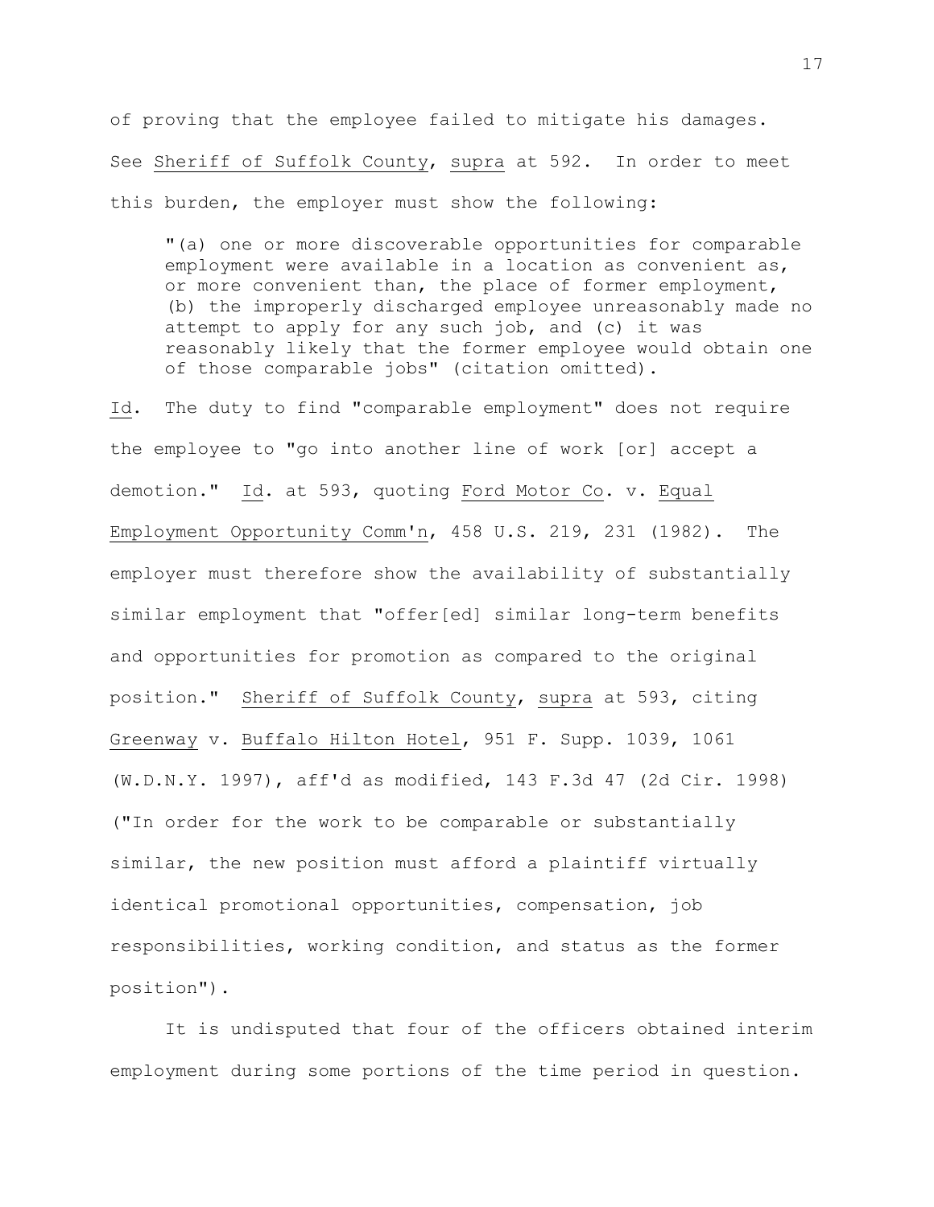of proving that the employee failed to mitigate his damages. See Sheriff of Suffolk County, supra at 592. In order to meet this burden, the employer must show the following:

> "(a) one or more discoverable opportunities for comparable employment were available in a location as convenient as, or more convenient than, the place of former employment, (b) the improperly discharged employee unreasonably made no attempt to apply for any such job, and (c) it was reasonably likely that the former employee would obtain one of those comparable jobs" (citation omitted).

Id. The duty to find "comparable employment" does not require the employee to "go into another line of work [or] accept a demotion." Id. at 593, quoting Ford Motor Co. v. Equal Employment Opportunity Comm'n, 458 U.S. 219, 231 (1982). The employer must therefore show the availability of substantially similar employment that "offer[ed] similar long-term benefits and opportunities for promotion as compared to the original position." Sheriff of Suffolk County, supra at 593, citing Greenway v. Buffalo Hilton Hotel, 951 F. Supp. 1039, 1061 (W.D.N.Y. 1997), aff'd as modified, 143 F.3d 47 (2d Cir. 1998) ("In order for the work to be comparable or substantially similar, the new position must afford a plaintiff virtually identical promotional opportunities, compensation, job responsibilities, working condition, and status as the former position").

It is undisputed that four of the officers obtained interim employment during some portions of the time period in question.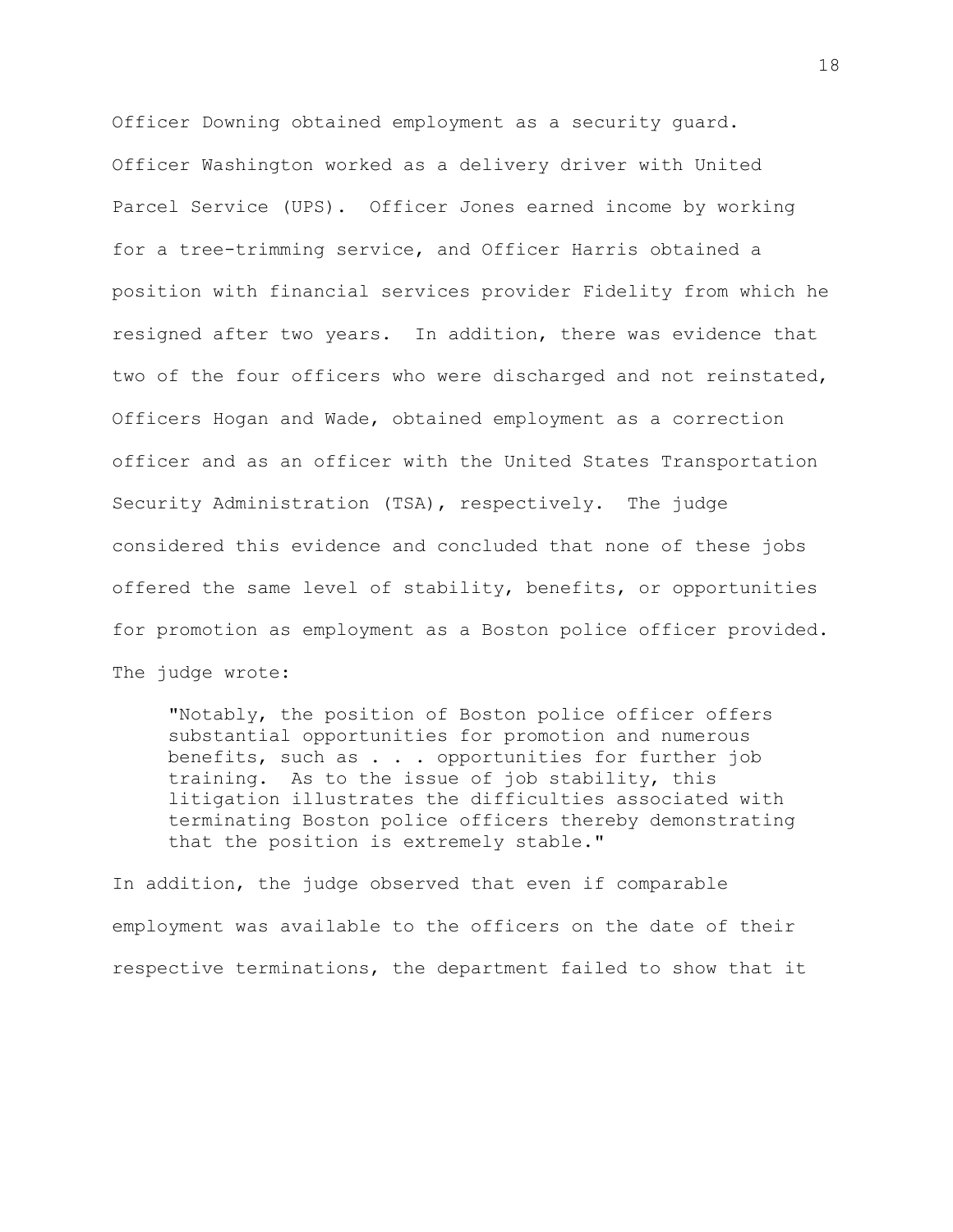Officer Downing obtained employment as a security guard. Officer Washington worked as a delivery driver with United Parcel Service (UPS). Officer Jones earned income by working for a tree-trimming service, and Officer Harris obtained a position with financial services provider Fidelity from which he resigned after two years. In addition, there was evidence that two of the four officers who were discharged and not reinstated, Officers Hogan and Wade, obtained employment as a correction officer and as an officer with the United States Transportation Security Administration (TSA), respectively. The judge considered this evidence and concluded that none of these jobs offered the same level of stability, benefits, or opportunities for promotion as employment as a Boston police officer provided. The judge wrote:

> "Notably, the position of Boston police officer offers substantial opportunities for promotion and numerous benefits, such as . . . opportunities for further job training. As to the issue of job stability, this litigation illustrates the difficulties associated with terminating Boston police officers thereby demonstrating that the position is extremely stable."

In addition, the judge observed that even if comparable employment was available to the officers on the date of their respective terminations, the department failed to show that it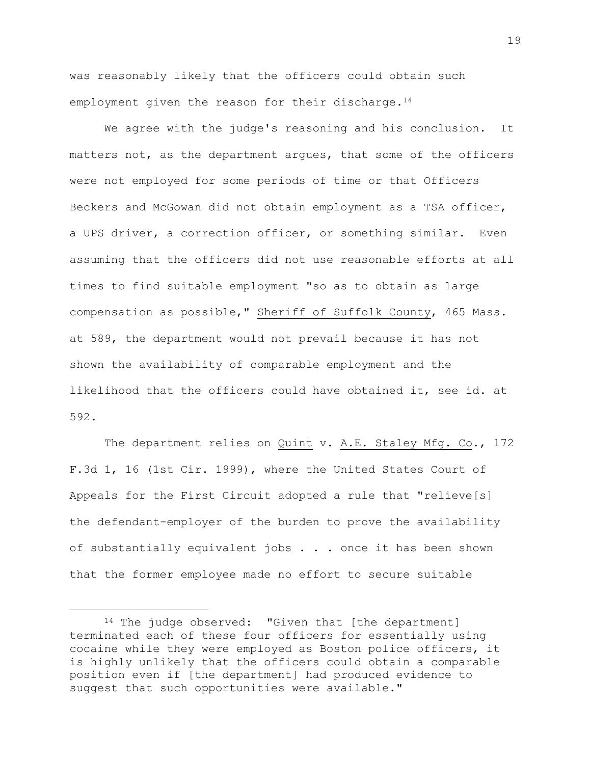was reasonably likely that the officers could obtain such employment given the reason for their discharge.[14]

We agree with the judge's reasoning and his conclusion. It matters not, as the department argues, that some of the officers were not employed for some periods of time or that Officers Beckers and McGowan did not obtain employment as a TSA officer, a UPS driver, a correction officer, or something similar. Even assuming that the officers did not use reasonable efforts at all times to find suitable employment "so as to obtain as large compensation as possible," Sheriff of Suffolk County, 465 Mass. at 589, the department would not prevail because it has not shown the availability of comparable employment and the likelihood that the officers could have obtained it, see id. at 592.

The department relies on Quint v. A.E. Staley Mfg. Co., 172 F.3d 1, 16 (1st Cir. 1999), where the United States Court of Appeals for the First Circuit adopted a rule that "relieve[s] the defendant-employer of the burden to prove the availability of substantially equivalent jobs . . . once it has been shown that the former employee made no effort to secure suitable

---

[14] The judge observed: "Given that [the department] terminated each of these four officers for essentially using cocaine while they were employed as Boston police officers, it is highly unlikely that the officers could obtain a comparable position even if [the department] had produced evidence to suggest that such opportunities were available."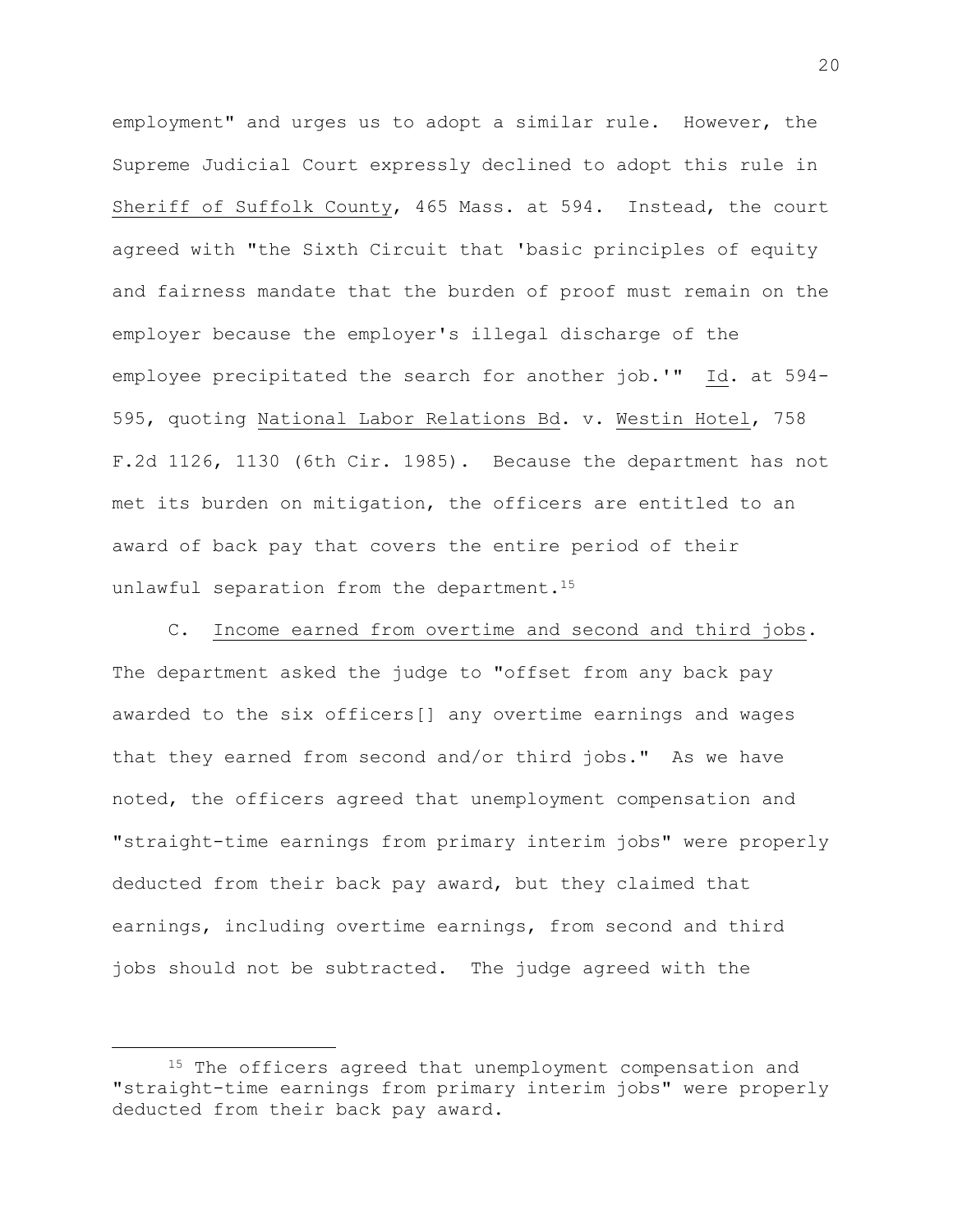employment" and urges us to adopt a similar rule. However, the Supreme Judicial Court expressly declined to adopt this rule in Sheriff of Suffolk County, 465 Mass. at 594. Instead, the court agreed with "the Sixth Circuit that 'basic principles of equity and fairness mandate that the burden of proof must remain on the employer because the employer's illegal discharge of the employee precipitated the search for another job.'" Id. at 594-595, quoting National Labor Relations Bd. v. Westin Hotel, 758 F.2d 1126, 1130 (6th Cir. 1985). Because the department has not met its burden on mitigation, the officers are entitled to an award of back pay that covers the entire period of their unlawful separation from the department.[15]

C. Income earned from overtime and second and third jobs. The department asked the judge to "offset from any back pay awarded to the six officers[] any overtime earnings and wages that they earned from second and/or third jobs." As we have noted, the officers agreed that unemployment compensation and "straight-time earnings from primary interim jobs" were properly deducted from their back pay award, but they claimed that earnings, including overtime earnings, from second and third jobs should not be subtracted. The judge agreed with the

[15] The officers agreed that unemployment compensation and "straight-time earnings from primary interim jobs" were properly deducted from their back pay award.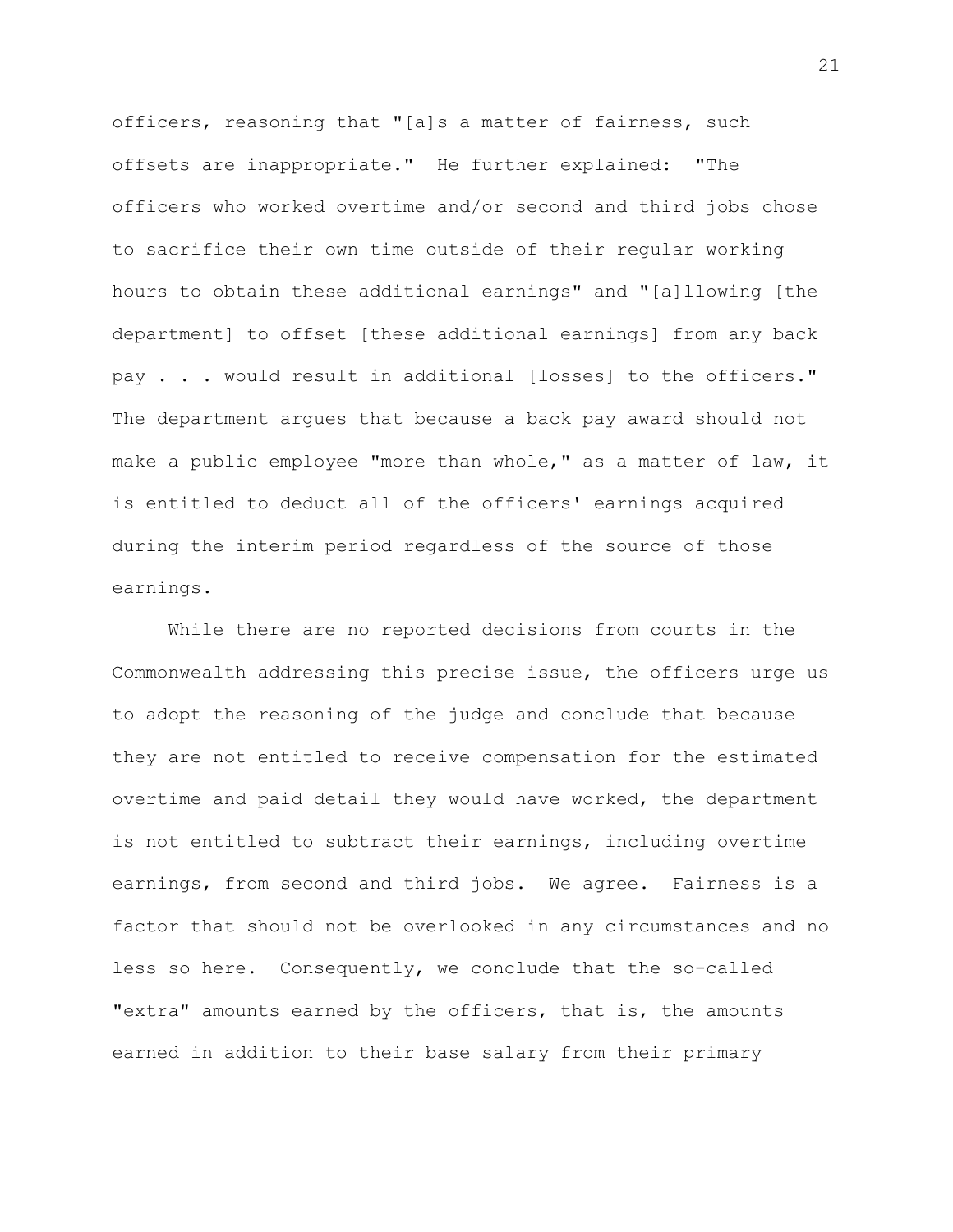officers, reasoning that "[a]s a matter of fairness, such offsets are inappropriate." He further explained: "The officers who worked overtime and/or second and third jobs chose to sacrifice their own time <u>outside</u> of their regular working hours to obtain these additional earnings" and "[a]llowing [the department] to offset [these additional earnings] from any back pay . . . would result in additional [losses] to the officers." The department argues that because a back pay award should not make a public employee "more than whole," as a matter of law, it is entitled to deduct all of the officers' earnings acquired during the interim period regardless of the source of those earnings.

While there are no reported decisions from courts in the Commonwealth addressing this precise issue, the officers urge us to adopt the reasoning of the judge and conclude that because they are not entitled to receive compensation for the estimated overtime and paid detail they would have worked, the department is not entitled to subtract their earnings, including overtime earnings, from second and third jobs. We agree. Fairness is a factor that should not be overlooked in any circumstances and no less so here. Consequently, we conclude that the so-called "extra" amounts earned by the officers, that is, the amounts earned in addition to their base salary from their primary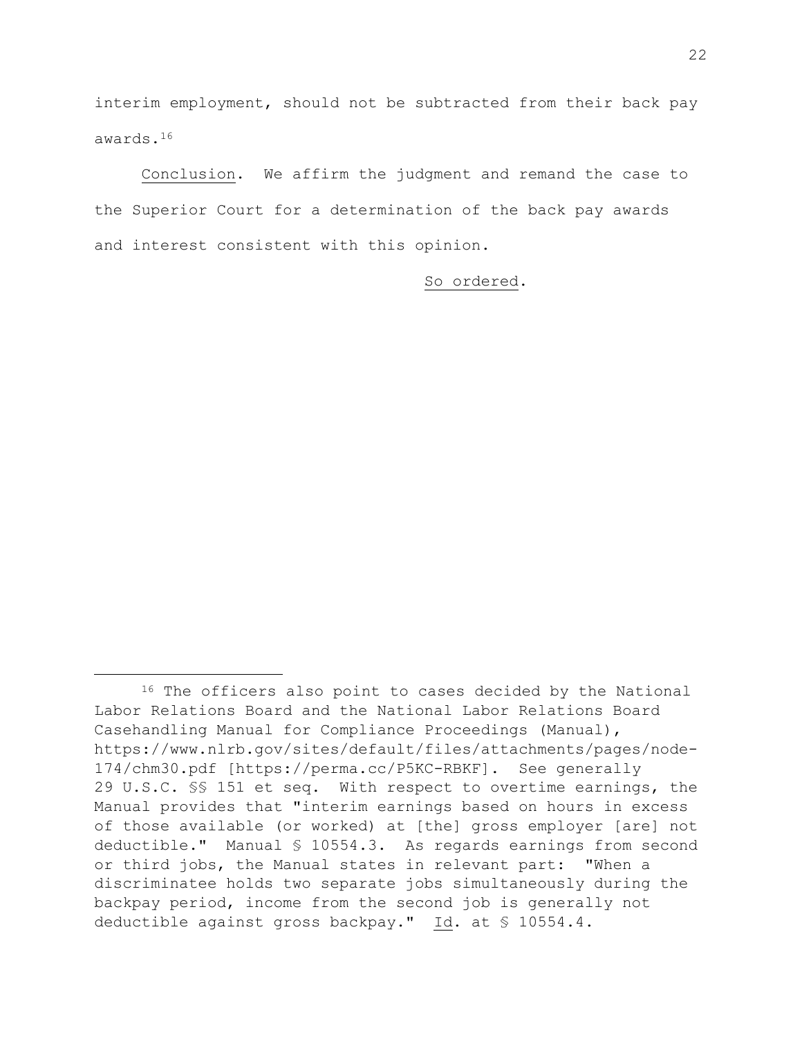interim employment, should not be subtracted from their back pay awards.[16]

Conclusion. We affirm the judgment and remand the case to the Superior Court for a determination of the back pay awards and interest consistent with this opinion.

So ordered.

---

[16] The officers also point to cases decided by the National Labor Relations Board and the National Labor Relations Board Casehandling Manual for Compliance Proceedings (Manual), https://www.nlrb.gov/sites/default/files/attachments/pages/node-174/chm30.pdf [https://perma.cc/P5KC-RBKF]. See generally 29 U.S.C. §§ 151 et seq. With respect to overtime earnings, the Manual provides that "interim earnings based on hours in excess of those available (or worked) at [the] gross employer [are] not deductible." Manual § 10554.3. As regards earnings from second or third jobs, the Manual states in relevant part: "When a discriminatee holds two separate jobs simultaneously during the backpay period, income from the second job is generally not deductible against gross backpay." Id. at § 10554.4.